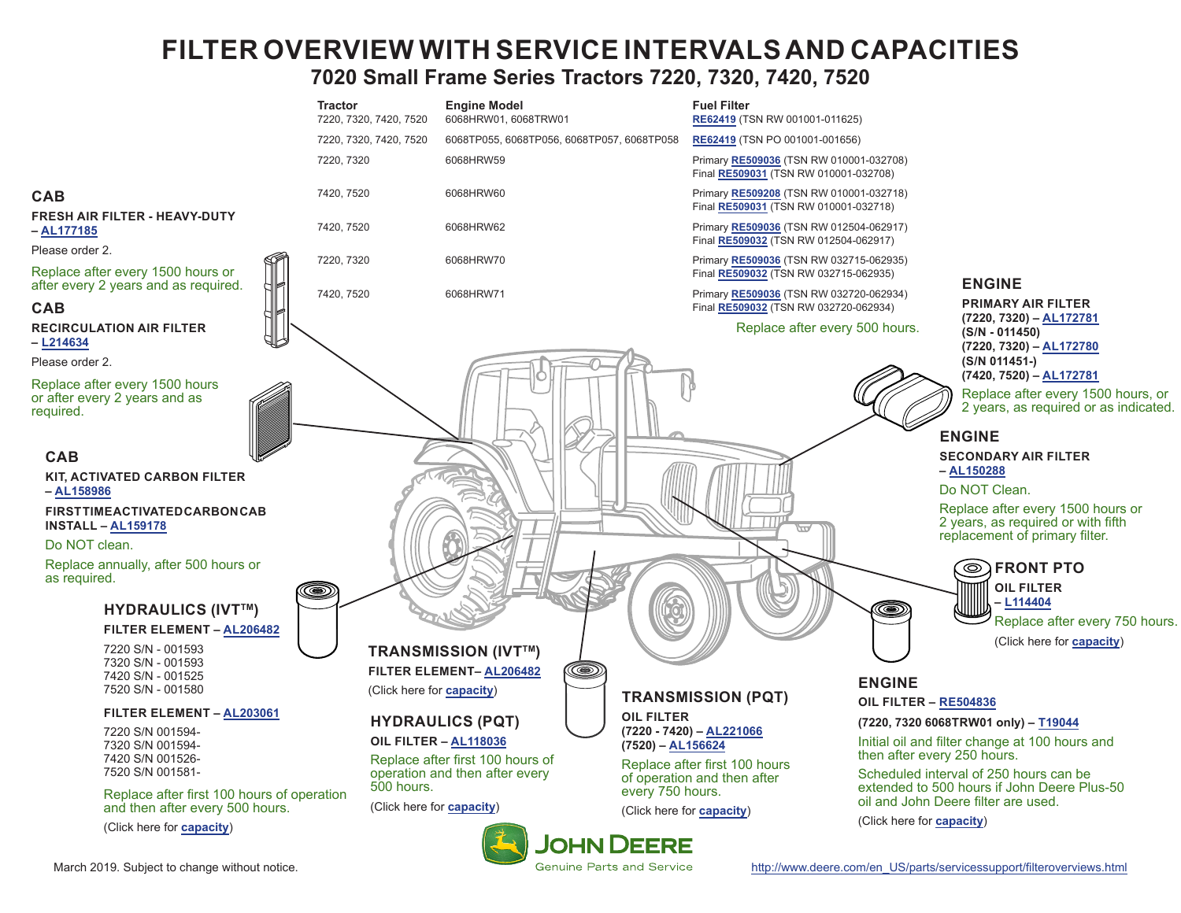# FILTER OVERVIEW WITH SERVICE INTERVALS AND CAPACITIES

## 7020 Small Frame Series Tractors 7220, 7320, 7420, 7520

| Tractor | Engine Model | Fuel Filter |
|---|---|---|
| 7220, 7320, 7420, 7520 | 6068HRW01, 6068TRW01 | RE62419 (TSN RW 001001-011625) |
| 7220, 7320, 7420, 7520 | 6068TP055, 6068TP056, 6068TP057, 6068TP058 | RE62419 (TSN PO 001001-001656) |
| 7220, 7320 | 6068HRW59 | Primary RE509036 (TSN RW 010001-032708)<br>Final RE509031 (TSN RW 010001-032708) |
| 7420, 7520 | 6068HRW60 | Primary RE509208 (TSN RW 010001-032718)<br>Final RE509031 (TSN RW 010001-032718) |
| 7420, 7520 | 6068HRW62 | Primary RE509036 (TSN RW 012504-062917)<br>Final RE509032 (TSN RW 012504-062917) |
| 7220, 7320 | 6068HRW70 | Primary RE509036 (TSN RW 032715-062935)<br>Final RE509032 (TSN RW 032715-062935) |
| 7420, 7520 | 6068HRW71 | Primary RE509036 (TSN RW 032720-062934)<br>Final RE509032 (TSN RW 032720-062934) |

Replace after every 500 hours.

### CAB

**FRESH AIR FILTER - HEAVY-DUTY – AL177185**

Please order 2.

Replace after every 1500 hours or after every 2 years and as required.

### CAB

**RECIRCULATION AIR FILTER – L214634**

Please order 2.

Replace after every 1500 hours or after every 2 years and as required.

### CAB

**KIT, ACTIVATED CARBON FILTER – AL158986**

**FIRST TIME ACTIVATED CARBON CAB INSTALL – AL159178**

Do NOT clean.

Replace annually, after 500 hours or as required.

### HYDRAULICS (IVT™)

**FILTER ELEMENT – AL206482**

7220 S/N - 001593
7320 S/N - 001593
7420 S/N - 001525
7520 S/N - 001580

**FILTER ELEMENT – AL203061**

7220 S/N 001594-
7320 S/N 001594-
7420 S/N 001526-
7520 S/N 001581-

Replace after first 100 hours of operation and then after every 500 hours.

(Click here for capacity)

### TRANSMISSION (IVT™)

**FILTER ELEMENT– AL206482**

(Click here for capacity)

### HYDRAULICS (PQT)

**OIL FILTER – AL118036**

Replace after first 100 hours of operation and then after every 500 hours.

(Click here for capacity)

### TRANSMISSION (PQT)

**OIL FILTER**
**(7220 - 7420) – AL221066**
**(7520) – AL156624**

Replace after first 100 hours of operation and then after every 750 hours.

(Click here for capacity)

### ENGINE

**PRIMARY AIR FILTER**
**(7220, 7320) – AL172781**
**(S/N - 011450)**
**(7220, 7320) – AL172780**
**(S/N 011451-)**
**(7420, 7520) – AL172781**

Replace after every 1500 hours, or 2 years, as required or as indicated.

### ENGINE

**SECONDARY AIR FILTER – AL150288**

Do NOT Clean.

Replace after every 1500 hours or 2 years, as required or with fifth replacement of primary filter.

### FRONT PTO

**OIL FILTER – L114404**

Replace after every 750 hours.

(Click here for capacity)

### ENGINE

**OIL FILTER – RE504836**

**(7220, 7320 6068TRW01 only) – T19044**

Initial oil and filter change at 100 hours and then after every 250 hours.

Scheduled interval of 250 hours can be extended to 500 hours if John Deere Plus-50 oil and John Deere filter are used.

(Click here for capacity)

JOHN DEERE
Genuine Parts and Service

March 2019. Subject to change without notice.

http://www.deere.com/en_US/parts/servicessupport/filteroverviews.html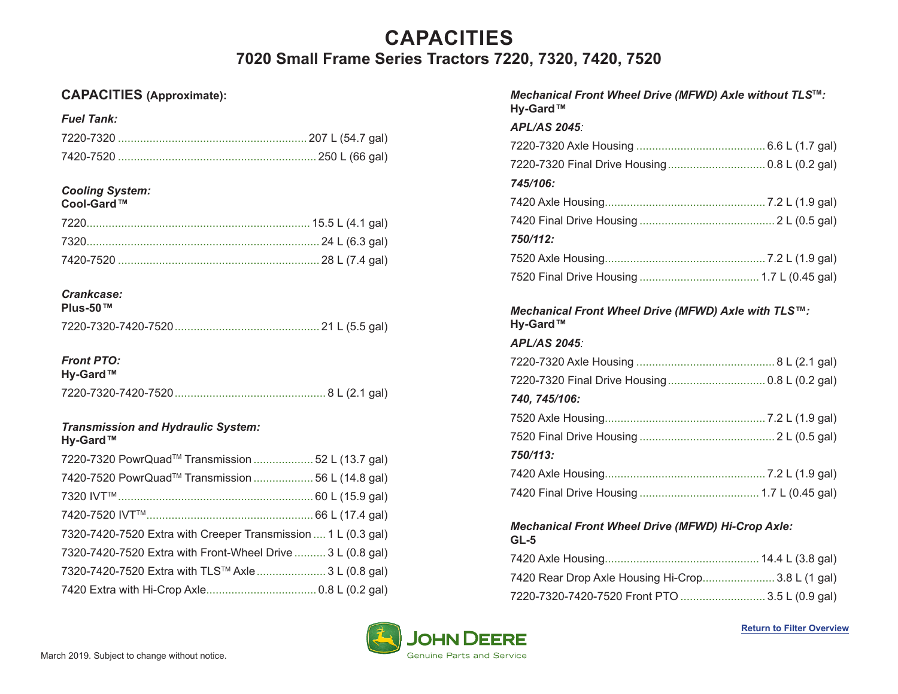# CAPACITIES

## 7020 Small Frame Series Tractors 7220, 7320, 7420, 7520

### CAPACITIES (Approximate):

*Fuel Tank:*

7220-7320 ........................................ 207 L (54.7 gal)
7420-7520 ........................................ 250 L (66 gal)

*Cooling System:*
**Cool-Gard™**

7220........................................ 15.5 L (4.1 gal)
7320........................................ 24 L (6.3 gal)
7420-7520 ........................................ 28 L (7.4 gal)

*Crankcase:*
**Plus-50™**

7220-7320-7420-7520 ........................................ 21 L (5.5 gal)

*Front PTO:*
**Hy-Gard™**

7220-7320-7420-7520 ........................................ 8 L (2.1 gal)

*Transmission and Hydraulic System:*
**Hy-Gard™**

7220-7320 PowrQuad™ Transmission .................. 52 L (13.7 gal)
7420-7520 PowrQuad™ Transmission .................. 56 L (14.8 gal)
7320 IVT™ ........................................ 60 L (15.9 gal)
7420-7520 IVT™ ........................................ 66 L (17.4 gal)
7320-7420-7520 Extra with Creeper Transmission .... 1 L (0.3 gal)
7320-7420-7520 Extra with Front-Wheel Drive .......... 3 L (0.8 gal)
7320-7420-7520 Extra with TLS™ Axle ..................... 3 L (0.8 gal)
7420 Extra with Hi-Crop Axle.................................. 0.8 L (0.2 gal)

*Mechanical Front Wheel Drive (MFWD) Axle without TLS™:*
**Hy-Gard™**

*APL/AS 2045:*

7220-7320 Axle Housing ........................................ 6.6 L (1.7 gal)
7220-7320 Final Drive Housing ............................... 0.8 L (0.2 gal)

*745/106:*

7420 Axle Housing........................................ 7.2 L (1.9 gal)
7420 Final Drive Housing ........................................ 2 L (0.5 gal)

*750/112:*

7520 Axle Housing........................................ 7.2 L (1.9 gal)
7520 Final Drive Housing ........................................ 1.7 L (0.45 gal)

*Mechanical Front Wheel Drive (MFWD) Axle with TLS™:*
**Hy-Gard™**

*APL/AS 2045:*

7220-7320 Axle Housing ........................................ 8 L (2.1 gal)
7220-7320 Final Drive Housing ............................... 0.8 L (0.2 gal)

*740, 745/106:*

7520 Axle Housing........................................ 7.2 L (1.9 gal)
7520 Final Drive Housing ........................................ 2 L (0.5 gal)

*750/113:*

7420 Axle Housing........................................ 7.2 L (1.9 gal)
7420 Final Drive Housing ........................................ 1.7 L (0.45 gal)

*Mechanical Front Wheel Drive (MFWD) Hi-Crop Axle:*
**GL-5**

7420 Axle Housing........................................ 14.4 L (3.8 gal)
7420 Rear Drop Axle Housing Hi-Crop....................... 3.8 L (1 gal)
7220-7320-7420-7520 Front PTO ........................... 3.5 L (0.9 gal)

Return to Filter Overview

March 2019. Subject to change without notice.

JOHN DEERE
Genuine Parts and Service